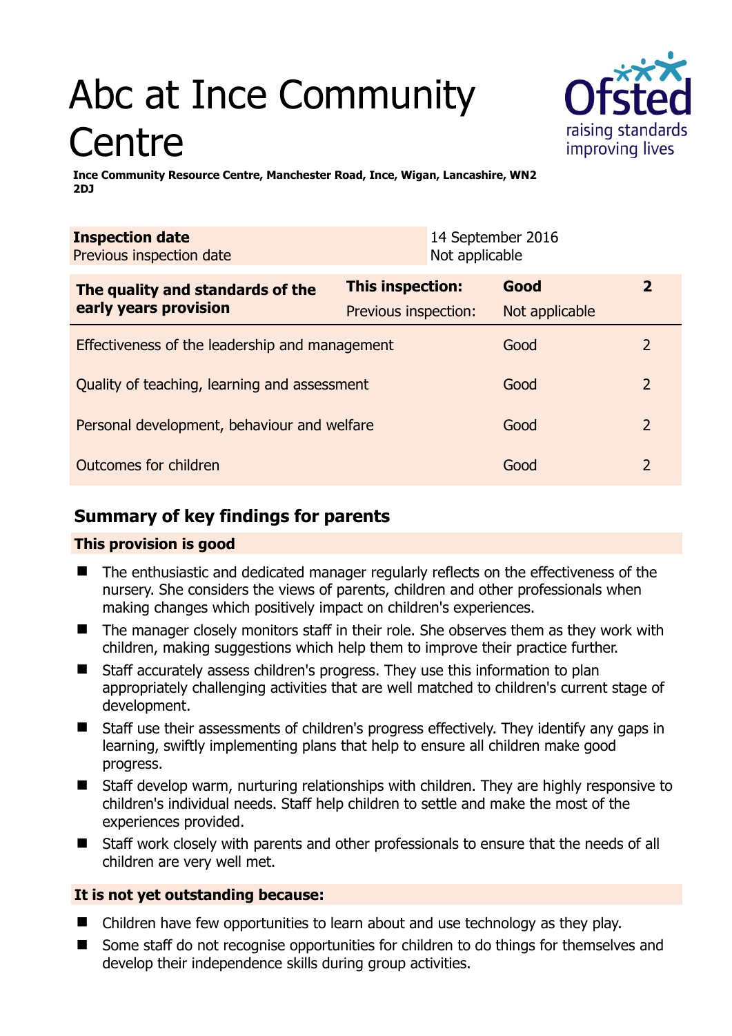# Abc at Ince Community Centre

**Ince Community Resource Centre, Manchester Road, Ince, Wigan, Lancashire, WN2 2DJ**

| **Inspection date** | 14 September 2016 |
| --- | --- |
| Previous inspection date | Not applicable |

| **The quality and standards of the early years provision** | **This inspection:** | **Good** | **2** |
| --- | --- | --- | --- |
| | Previous inspection: | Not applicable | |
| Effectiveness of the leadership and management | | Good | 2 |
| Quality of teaching, learning and assessment | | Good | 2 |
| Personal development, behaviour and welfare | | Good | 2 |
| Outcomes for children | | Good | 2 |

## Summary of key findings for parents

**This provision is good**

- The enthusiastic and dedicated manager regularly reflects on the effectiveness of the nursery. She considers the views of parents, children and other professionals when making changes which positively impact on children's experiences.
- The manager closely monitors staff in their role. She observes them as they work with children, making suggestions which help them to improve their practice further.
- Staff accurately assess children's progress. They use this information to plan appropriately challenging activities that are well matched to children's current stage of development.
- Staff use their assessments of children's progress effectively. They identify any gaps in learning, swiftly implementing plans that help to ensure all children make good progress.
- Staff develop warm, nurturing relationships with children. They are highly responsive to children's individual needs. Staff help children to settle and make the most of the experiences provided.
- Staff work closely with parents and other professionals to ensure that the needs of all children are very well met.

**It is not yet outstanding because:**

- Children have few opportunities to learn about and use technology as they play.
- Some staff do not recognise opportunities for children to do things for themselves and develop their independence skills during group activities.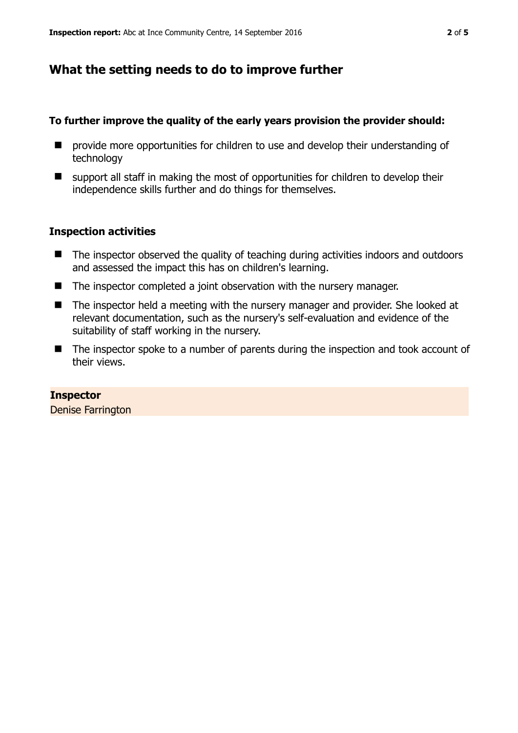## What the setting needs to do to improve further

**To further improve the quality of the early years provision the provider should:**

- provide more opportunities for children to use and develop their understanding of technology
- support all staff in making the most of opportunities for children to develop their independence skills further and do things for themselves.

### Inspection activities

- The inspector observed the quality of teaching during activities indoors and outdoors and assessed the impact this has on children's learning.
- The inspector completed a joint observation with the nursery manager.
- The inspector held a meeting with the nursery manager and provider. She looked at relevant documentation, such as the nursery's self-evaluation and evidence of the suitability of staff working in the nursery.
- The inspector spoke to a number of parents during the inspection and took account of their views.

**Inspector**
Denise Farrington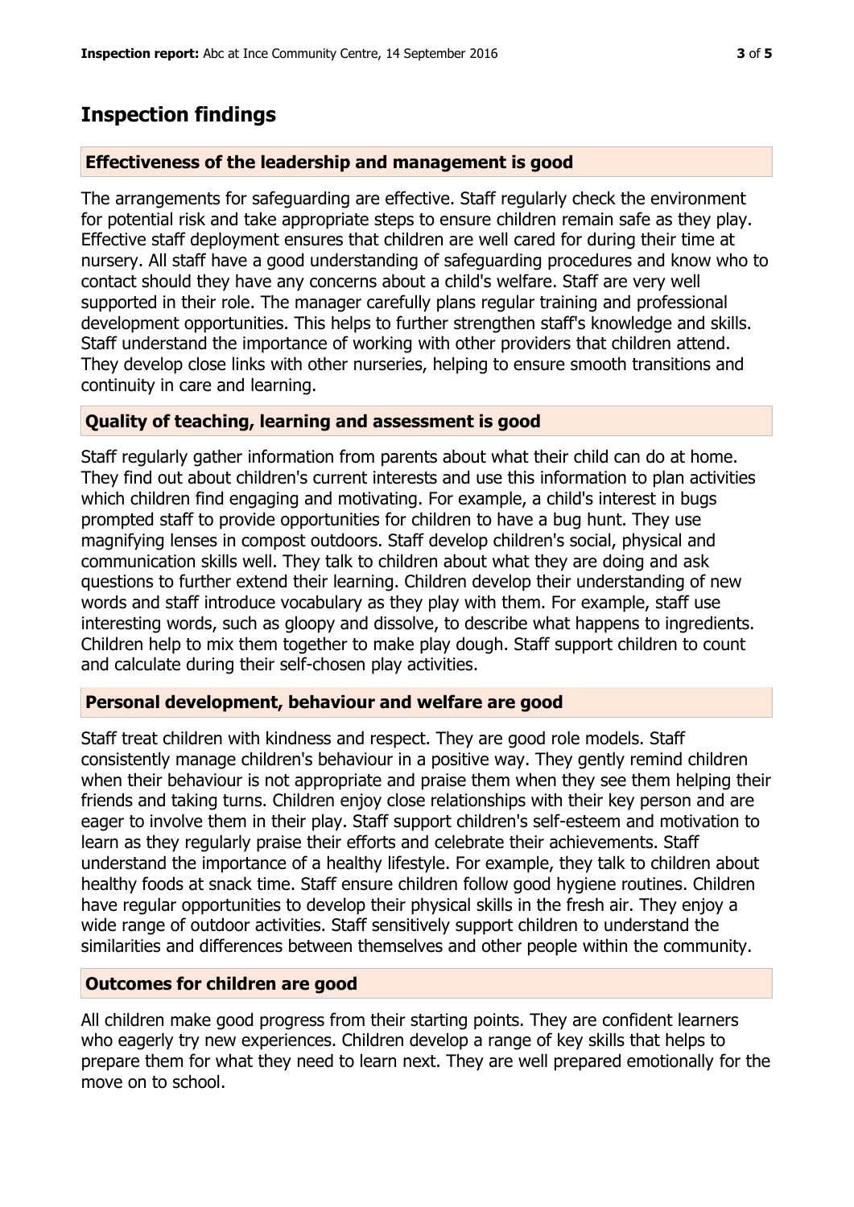## Inspection findings

### Effectiveness of the leadership and management is good

The arrangements for safeguarding are effective. Staff regularly check the environment for potential risk and take appropriate steps to ensure children remain safe as they play. Effective staff deployment ensures that children are well cared for during their time at nursery. All staff have a good understanding of safeguarding procedures and know who to contact should they have any concerns about a child's welfare. Staff are very well supported in their role. The manager carefully plans regular training and professional development opportunities. This helps to further strengthen staff's knowledge and skills. Staff understand the importance of working with other providers that children attend. They develop close links with other nurseries, helping to ensure smooth transitions and continuity in care and learning.

### Quality of teaching, learning and assessment is good

Staff regularly gather information from parents about what their child can do at home. They find out about children's current interests and use this information to plan activities which children find engaging and motivating. For example, a child's interest in bugs prompted staff to provide opportunities for children to have a bug hunt. They use magnifying lenses in compost outdoors. Staff develop children's social, physical and communication skills well. They talk to children about what they are doing and ask questions to further extend their learning. Children develop their understanding of new words and staff introduce vocabulary as they play with them. For example, staff use interesting words, such as gloopy and dissolve, to describe what happens to ingredients. Children help to mix them together to make play dough. Staff support children to count and calculate during their self-chosen play activities.

### Personal development, behaviour and welfare are good

Staff treat children with kindness and respect. They are good role models. Staff consistently manage children's behaviour in a positive way. They gently remind children when their behaviour is not appropriate and praise them when they see them helping their friends and taking turns. Children enjoy close relationships with their key person and are eager to involve them in their play. Staff support children's self-esteem and motivation to learn as they regularly praise their efforts and celebrate their achievements. Staff understand the importance of a healthy lifestyle. For example, they talk to children about healthy foods at snack time. Staff ensure children follow good hygiene routines. Children have regular opportunities to develop their physical skills in the fresh air. They enjoy a wide range of outdoor activities. Staff sensitively support children to understand the similarities and differences between themselves and other people within the community.

### Outcomes for children are good

All children make good progress from their starting points. They are confident learners who eagerly try new experiences. Children develop a range of key skills that helps to prepare them for what they need to learn next. They are well prepared emotionally for the move on to school.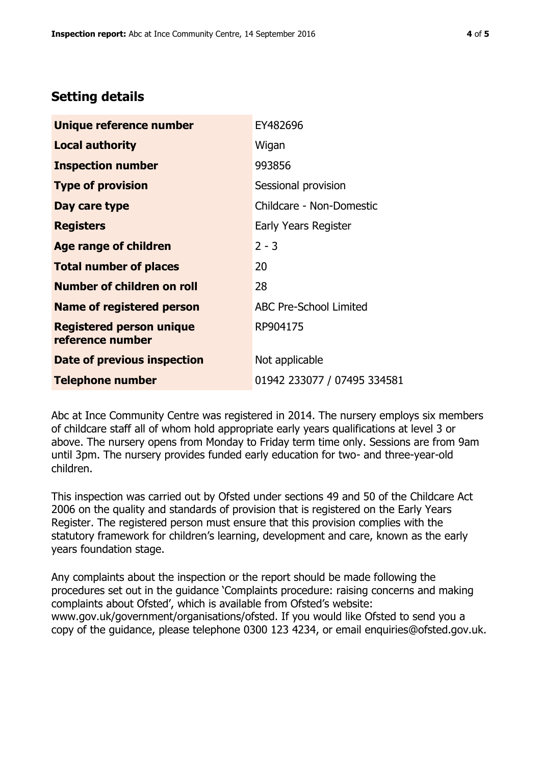## Setting details

| | |
|---|---|
| **Unique reference number** | EY482696 |
| **Local authority** | Wigan |
| **Inspection number** | 993856 |
| **Type of provision** | Sessional provision |
| **Day care type** | Childcare - Non-Domestic |
| **Registers** | Early Years Register |
| **Age range of children** | 2 - 3 |
| **Total number of places** | 20 |
| **Number of children on roll** | 28 |
| **Name of registered person** | ABC Pre-School Limited |
| **Registered person unique reference number** | RP904175 |
| **Date of previous inspection** | Not applicable |
| **Telephone number** | 01942 233077 / 07495 334581 |

Abc at Ince Community Centre was registered in 2014. The nursery employs six members of childcare staff all of whom hold appropriate early years qualifications at level 3 or above. The nursery opens from Monday to Friday term time only. Sessions are from 9am until 3pm. The nursery provides funded early education for two- and three-year-old children.

This inspection was carried out by Ofsted under sections 49 and 50 of the Childcare Act 2006 on the quality and standards of provision that is registered on the Early Years Register. The registered person must ensure that this provision complies with the statutory framework for children's learning, development and care, known as the early years foundation stage.

Any complaints about the inspection or the report should be made following the procedures set out in the guidance 'Complaints procedure: raising concerns and making complaints about Ofsted', which is available from Ofsted's website: www.gov.uk/government/organisations/ofsted. If you would like Ofsted to send you a copy of the guidance, please telephone 0300 123 4234, or email enquiries@ofsted.gov.uk.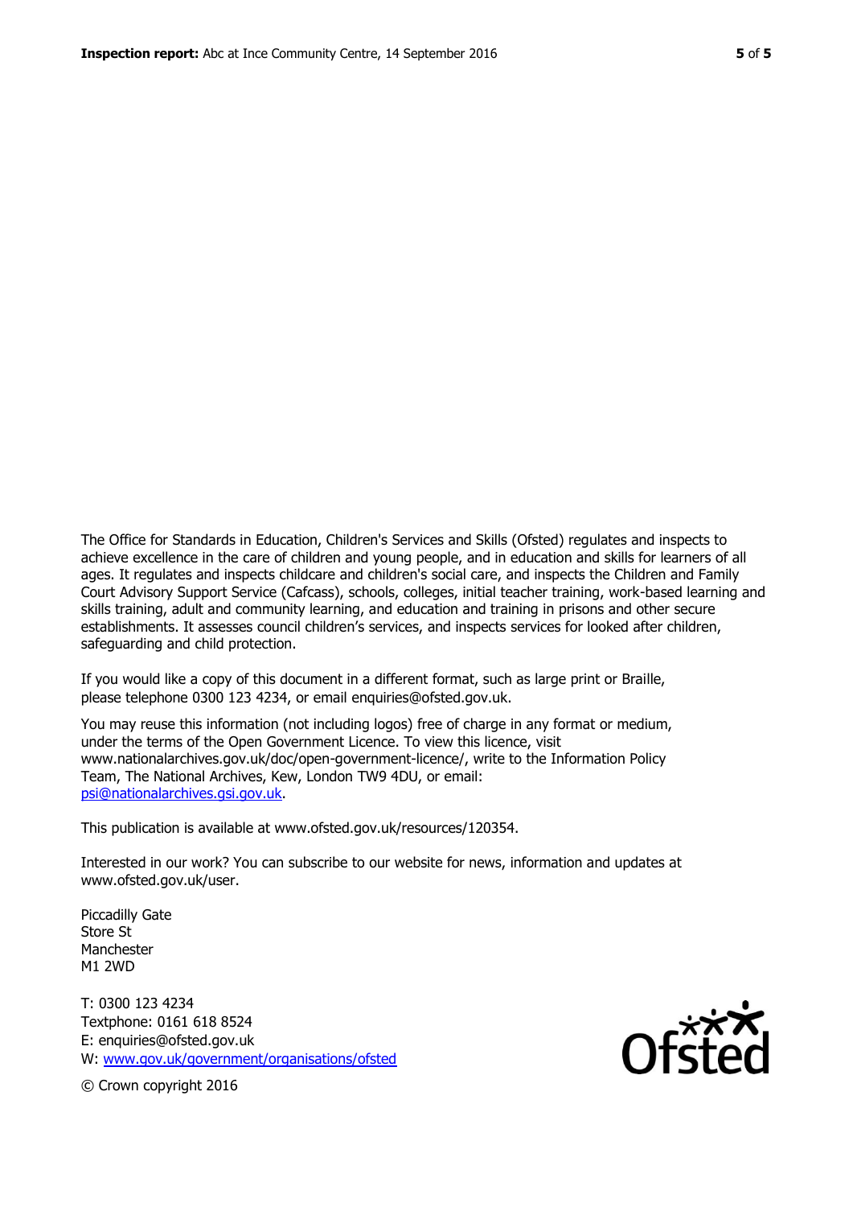The Office for Standards in Education, Children's Services and Skills (Ofsted) regulates and inspects to achieve excellence in the care of children and young people, and in education and skills for learners of all ages. It regulates and inspects childcare and children's social care, and inspects the Children and Family Court Advisory Support Service (Cafcass), schools, colleges, initial teacher training, work-based learning and skills training, adult and community learning, and education and training in prisons and other secure establishments. It assesses council children's services, and inspects services for looked after children, safeguarding and child protection.

If you would like a copy of this document in a different format, such as large print or Braille, please telephone 0300 123 4234, or email enquiries@ofsted.gov.uk.

You may reuse this information (not including logos) free of charge in any format or medium, under the terms of the Open Government Licence. To view this licence, visit www.nationalarchives.gov.uk/doc/open-government-licence/, write to the Information Policy Team, The National Archives, Kew, London TW9 4DU, or email: psi@nationalarchives.gsi.gov.uk.

This publication is available at www.ofsted.gov.uk/resources/120354.

Interested in our work? You can subscribe to our website for news, information and updates at www.ofsted.gov.uk/user.

Piccadilly Gate
Store St
Manchester
M1 2WD

T: 0300 123 4234
Textphone: 0161 618 8524
E: enquiries@ofsted.gov.uk
W: www.gov.uk/government/organisations/ofsted

© Crown copyright 2016